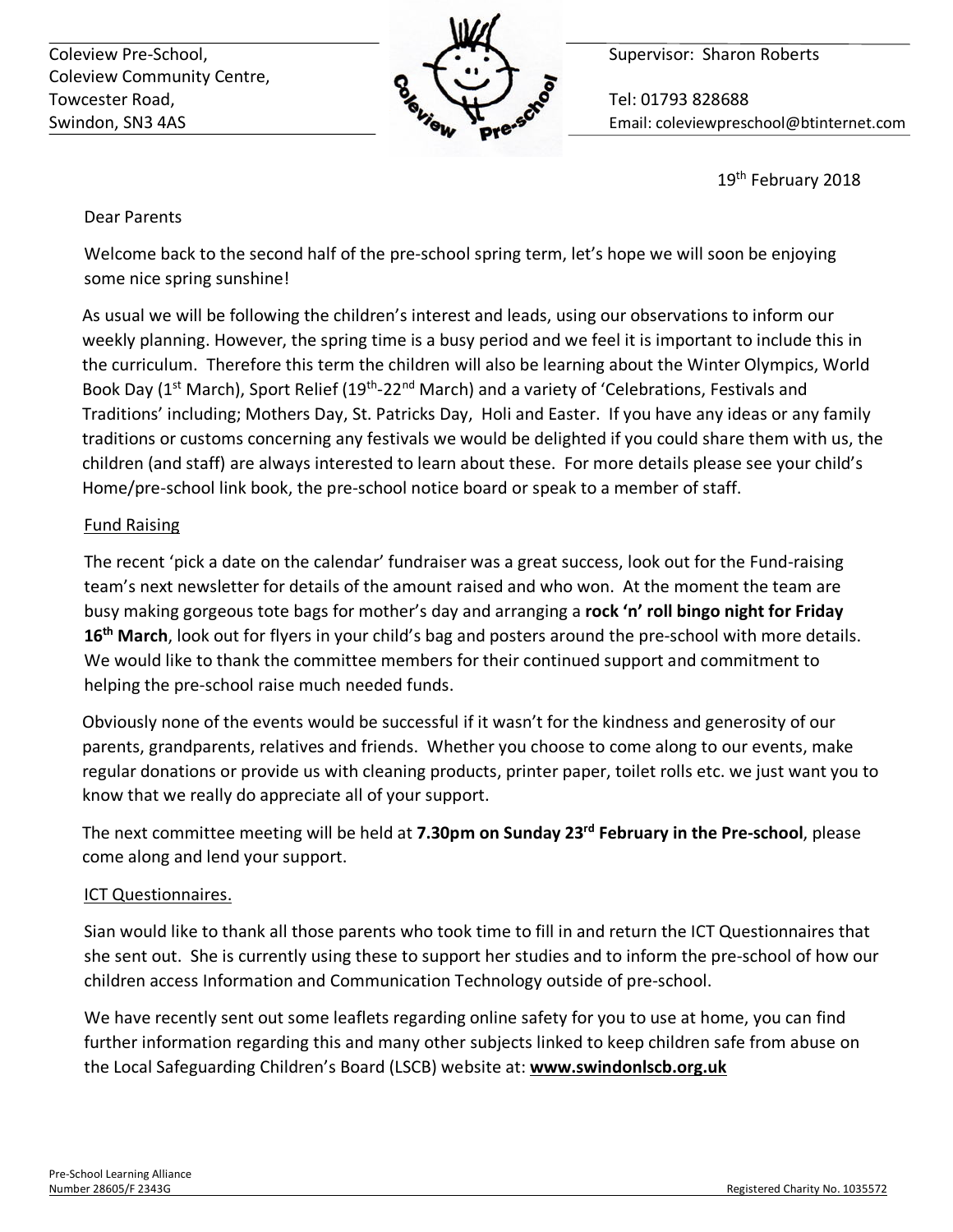Coleview Pre-School,
Coleview Community Centre,
Towcester Road,
Swindon, SN3 4AS

Supervisor: Sharon Roberts

Tel: 01793 828688
Email: coleviewpreschool@btinternet.com

19th February 2018

Dear Parents

Welcome back to the second half of the pre-school spring term, let's hope we will soon be enjoying some nice spring sunshine!

As usual we will be following the children's interest and leads, using our observations to inform our weekly planning. However, the spring time is a busy period and we feel it is important to include this in the curriculum. Therefore this term the children will also be learning about the Winter Olympics, World Book Day (1st March), Sport Relief (19th-22nd March) and a variety of 'Celebrations, Festivals and Traditions' including; Mothers Day, St. Patricks Day, Holi and Easter. If you have any ideas or any family traditions or customs concerning any festivals we would be delighted if you could share them with us, the children (and staff) are always interested to learn about these. For more details please see your child's Home/pre-school link book, the pre-school notice board or speak to a member of staff.

## Fund Raising

The recent 'pick a date on the calendar' fundraiser was a great success, look out for the Fund-raising team's next newsletter for details of the amount raised and who won. At the moment the team are busy making gorgeous tote bags for mother's day and arranging a **rock 'n' roll bingo night for Friday 16th March**, look out for flyers in your child's bag and posters around the pre-school with more details. We would like to thank the committee members for their continued support and commitment to helping the pre-school raise much needed funds.

Obviously none of the events would be successful if it wasn't for the kindness and generosity of our parents, grandparents, relatives and friends. Whether you choose to come along to our events, make regular donations or provide us with cleaning products, printer paper, toilet rolls etc. we just want you to know that we really do appreciate all of your support.

The next committee meeting will be held at **7.30pm on Sunday 23rd February in the Pre-school**, please come along and lend your support.

## ICT Questionnaires.

Sian would like to thank all those parents who took time to fill in and return the ICT Questionnaires that she sent out. She is currently using these to support her studies and to inform the pre-school of how our children access Information and Communication Technology outside of pre-school.

We have recently sent out some leaflets regarding online safety for you to use at home, you can find further information regarding this and many other subjects linked to keep children safe from abuse on the Local Safeguarding Children's Board (LSCB) website at: **www.swindonlscb.org.uk**

Pre-School Learning Alliance
Number 28605/F 2343G

Registered Charity No. 1035572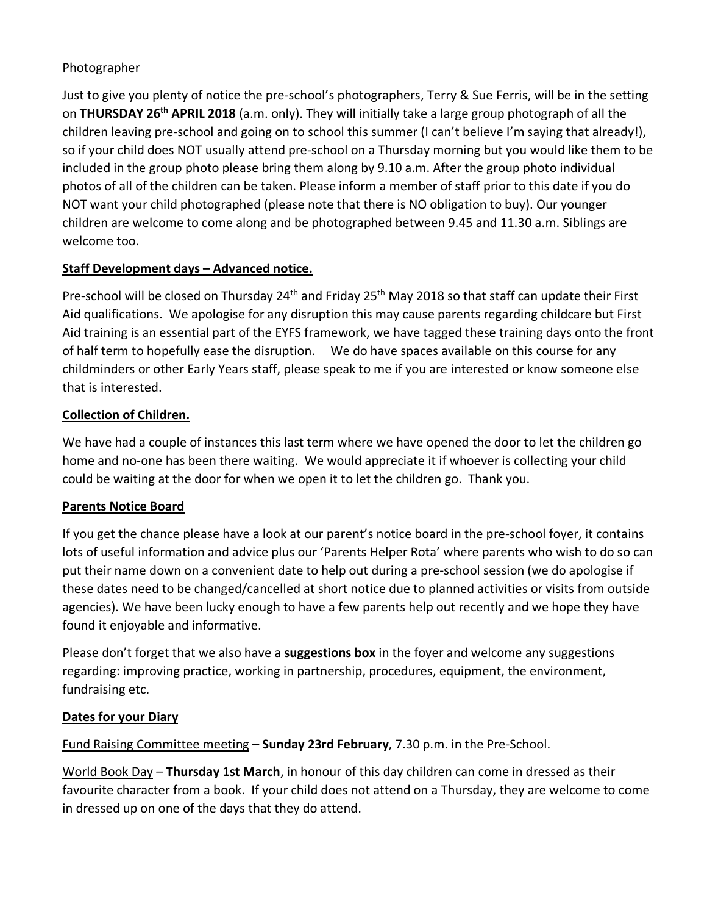Photographer

Just to give you plenty of notice the pre-school's photographers, Terry & Sue Ferris, will be in the setting on **THURSDAY 26th APRIL 2018** (a.m. only). They will initially take a large group photograph of all the children leaving pre-school and going on to school this summer (I can't believe I'm saying that already!), so if your child does NOT usually attend pre-school on a Thursday morning but you would like them to be included in the group photo please bring them along by 9.10 a.m. After the group photo individual photos of all of the children can be taken. Please inform a member of staff prior to this date if you do NOT want your child photographed (please note that there is NO obligation to buy). Our younger children are welcome to come along and be photographed between 9.45 and 11.30 a.m. Siblings are welcome too.

**Staff Development days – Advanced notice.**

Pre-school will be closed on Thursday 24th and Friday 25th May 2018 so that staff can update their First Aid qualifications. We apologise for any disruption this may cause parents regarding childcare but First Aid training is an essential part of the EYFS framework, we have tagged these training days onto the front of half term to hopefully ease the disruption. We do have spaces available on this course for any childminders or other Early Years staff, please speak to me if you are interested or know someone else that is interested.

**Collection of Children.**

We have had a couple of instances this last term where we have opened the door to let the children go home and no-one has been there waiting. We would appreciate it if whoever is collecting your child could be waiting at the door for when we open it to let the children go. Thank you.

**Parents Notice Board**

If you get the chance please have a look at our parent's notice board in the pre-school foyer, it contains lots of useful information and advice plus our 'Parents Helper Rota' where parents who wish to do so can put their name down on a convenient date to help out during a pre-school session (we do apologise if these dates need to be changed/cancelled at short notice due to planned activities or visits from outside agencies). We have been lucky enough to have a few parents help out recently and we hope they have found it enjoyable and informative.

Please don't forget that we also have a **suggestions box** in the foyer and welcome any suggestions regarding: improving practice, working in partnership, procedures, equipment, the environment, fundraising etc.

**Dates for your Diary**

Fund Raising Committee meeting – **Sunday 23rd February**, 7.30 p.m. in the Pre-School.

World Book Day – **Thursday 1st March**, in honour of this day children can come in dressed as their favourite character from a book. If your child does not attend on a Thursday, they are welcome to come in dressed up on one of the days that they do attend.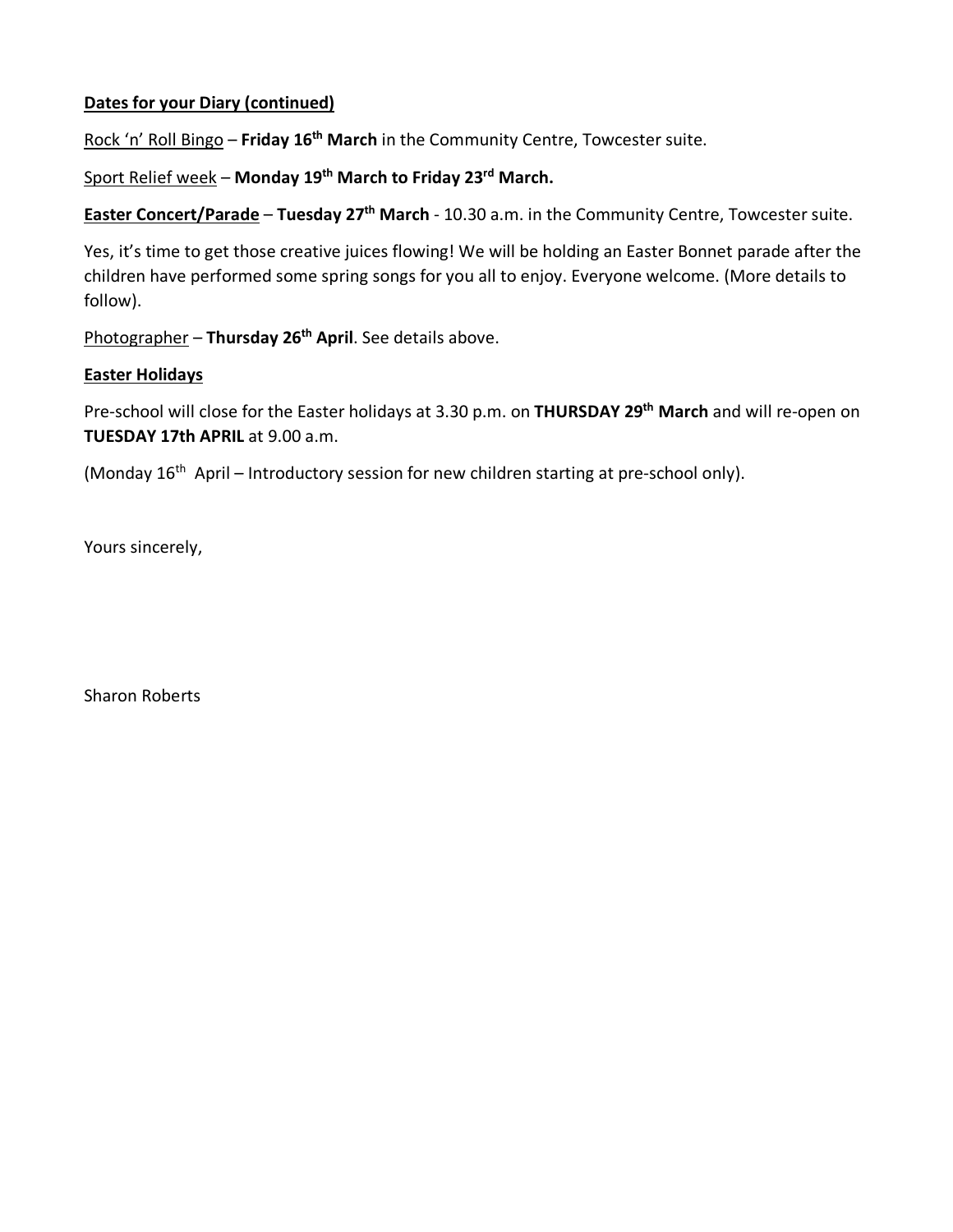**Dates for your Diary (continued)**

Rock 'n' Roll Bingo – **Friday 16th March** in the Community Centre, Towcester suite.

Sport Relief week – **Monday 19th March to Friday 23rd March.**

**Easter Concert/Parade** – **Tuesday 27th March** - 10.30 a.m. in the Community Centre, Towcester suite.

Yes, it's time to get those creative juices flowing! We will be holding an Easter Bonnet parade after the children have performed some spring songs for you all to enjoy. Everyone welcome. (More details to follow).

Photographer – **Thursday 26th April**. See details above.

**Easter Holidays**

Pre-school will close for the Easter holidays at 3.30 p.m. on **THURSDAY 29th March** and will re-open on **TUESDAY 17th APRIL** at 9.00 a.m.

(Monday 16th April – Introductory session for new children starting at pre-school only).

Yours sincerely,

Sharon Roberts